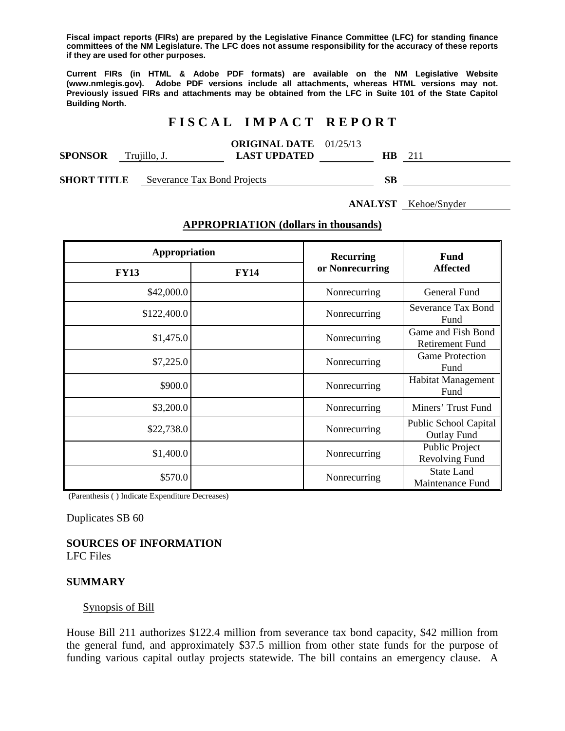**Fiscal impact reports (FIRs) are prepared by the Legislative Finance Committee (LFC) for standing finance committees of the NM Legislature. The LFC does not assume responsibility for the accuracy of these reports if they are used for other purposes.**

**Current FIRs (in HTML & Adobe PDF formats) are available on the NM Legislative Website (www.nmlegis.gov). Adobe PDF versions include all attachments, whereas HTML versions may not. Previously issued FIRs and attachments may be obtained from the LFC in Suite 101 of the State Capitol Building North.**

# F I S C A L   I M P A C T   R E P O R T

**SPONSOR** Trujillo, J. **ORIGINAL DATE** 01/25/13 **LAST UPDATED** **HB** 211

**SHORT TITLE** Severance Tax Bond Projects **SB**

**ANALYST** Kehoe/Snyder

**APPROPRIATION (dollars in thousands)**

| Appropriation | | Recurring or Nonrecurring | Fund Affected |
|---|---|---|---|
| **FY13** | **FY14** | | |
| \$42,000.0 | | Nonrecurring | General Fund |
| \$122,400.0 | | Nonrecurring | Severance Tax Bond Fund |
| \$1,475.0 | | Nonrecurring | Game and Fish Bond Retirement Fund |
| \$7,225.0 | | Nonrecurring | Game Protection Fund |
| \$900.0 | | Nonrecurring | Habitat Management Fund |
| \$3,200.0 | | Nonrecurring | Miners' Trust Fund |
| \$22,738.0 | | Nonrecurring | Public School Capital Outlay Fund |
| \$1,400.0 | | Nonrecurring | Public Project Revolving Fund |
| \$570.0 | | Nonrecurring | State Land Maintenance Fund |

(Parenthesis ( ) Indicate Expenditure Decreases)

Duplicates SB 60

**SOURCES OF INFORMATION**
LFC Files

**SUMMARY**

Synopsis of Bill

House Bill 211 authorizes \$122.4 million from severance tax bond capacity, \$42 million from the general fund, and approximately \$37.5 million from other state funds for the purpose of funding various capital outlay projects statewide. The bill contains an emergency clause. A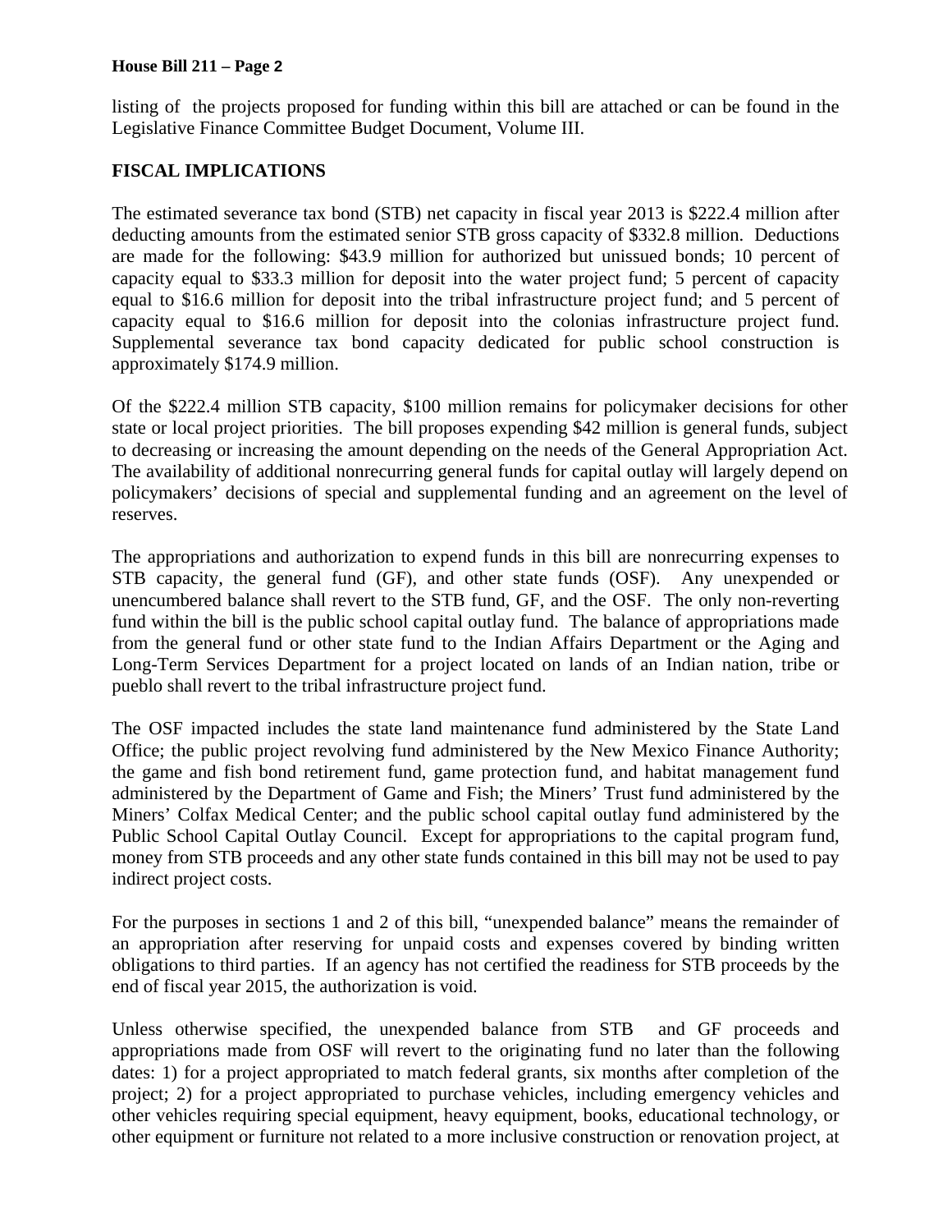listing of the projects proposed for funding within this bill are attached or can be found in the Legislative Finance Committee Budget Document, Volume III.

**FISCAL IMPLICATIONS**

The estimated severance tax bond (STB) net capacity in fiscal year 2013 is $222.4 million after deducting amounts from the estimated senior STB gross capacity of $332.8 million. Deductions are made for the following: $43.9 million for authorized but unissued bonds; 10 percent of capacity equal to $33.3 million for deposit into the water project fund; 5 percent of capacity equal to $16.6 million for deposit into the tribal infrastructure project fund; and 5 percent of capacity equal to $16.6 million for deposit into the colonias infrastructure project fund. Supplemental severance tax bond capacity dedicated for public school construction is approximately $174.9 million.

Of the $222.4 million STB capacity, $100 million remains for policymaker decisions for other state or local project priorities. The bill proposes expending $42 million is general funds, subject to decreasing or increasing the amount depending on the needs of the General Appropriation Act. The availability of additional nonrecurring general funds for capital outlay will largely depend on policymakers' decisions of special and supplemental funding and an agreement on the level of reserves.

The appropriations and authorization to expend funds in this bill are nonrecurring expenses to STB capacity, the general fund (GF), and other state funds (OSF). Any unexpended or unencumbered balance shall revert to the STB fund, GF, and the OSF. The only non-reverting fund within the bill is the public school capital outlay fund. The balance of appropriations made from the general fund or other state fund to the Indian Affairs Department or the Aging and Long-Term Services Department for a project located on lands of an Indian nation, tribe or pueblo shall revert to the tribal infrastructure project fund.

The OSF impacted includes the state land maintenance fund administered by the State Land Office; the public project revolving fund administered by the New Mexico Finance Authority; the game and fish bond retirement fund, game protection fund, and habitat management fund administered by the Department of Game and Fish; the Miners' Trust fund administered by the Miners' Colfax Medical Center; and the public school capital outlay fund administered by the Public School Capital Outlay Council. Except for appropriations to the capital program fund, money from STB proceeds and any other state funds contained in this bill may not be used to pay indirect project costs.

For the purposes in sections 1 and 2 of this bill, "unexpended balance" means the remainder of an appropriation after reserving for unpaid costs and expenses covered by binding written obligations to third parties. If an agency has not certified the readiness for STB proceeds by the end of fiscal year 2015, the authorization is void.

Unless otherwise specified, the unexpended balance from STB and GF proceeds and appropriations made from OSF will revert to the originating fund no later than the following dates: 1) for a project appropriated to match federal grants, six months after completion of the project; 2) for a project appropriated to purchase vehicles, including emergency vehicles and other vehicles requiring special equipment, heavy equipment, books, educational technology, or other equipment or furniture not related to a more inclusive construction or renovation project, at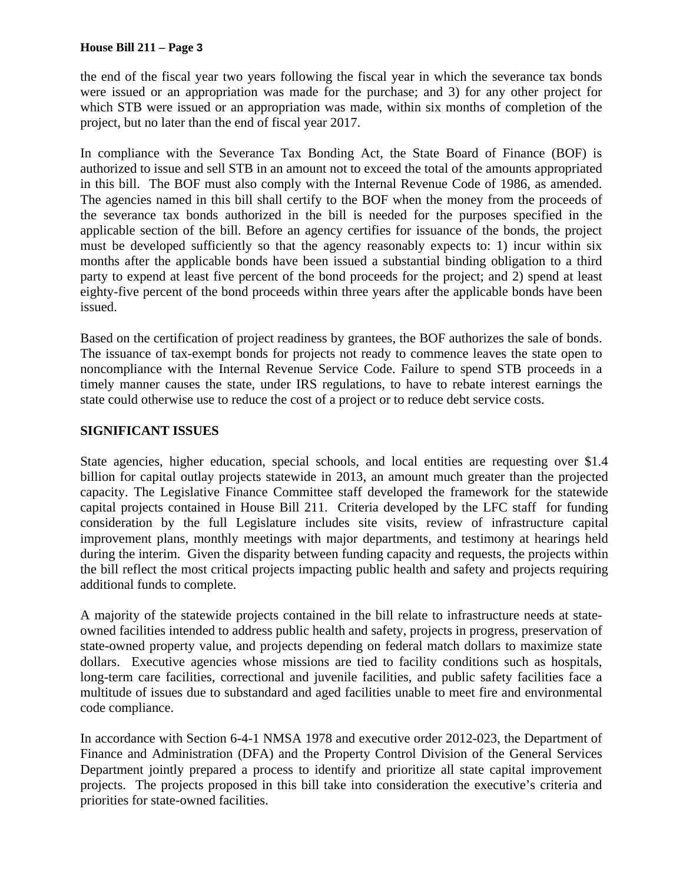the end of the fiscal year two years following the fiscal year in which the severance tax bonds were issued or an appropriation was made for the purchase; and 3) for any other project for which STB were issued or an appropriation was made, within six months of completion of the project, but no later than the end of fiscal year 2017.

In compliance with the Severance Tax Bonding Act, the State Board of Finance (BOF) is authorized to issue and sell STB in an amount not to exceed the total of the amounts appropriated in this bill. The BOF must also comply with the Internal Revenue Code of 1986, as amended. The agencies named in this bill shall certify to the BOF when the money from the proceeds of the severance tax bonds authorized in the bill is needed for the purposes specified in the applicable section of the bill. Before an agency certifies for issuance of the bonds, the project must be developed sufficiently so that the agency reasonably expects to: 1) incur within six months after the applicable bonds have been issued a substantial binding obligation to a third party to expend at least five percent of the bond proceeds for the project; and 2) spend at least eighty-five percent of the bond proceeds within three years after the applicable bonds have been issued.

Based on the certification of project readiness by grantees, the BOF authorizes the sale of bonds. The issuance of tax-exempt bonds for projects not ready to commence leaves the state open to noncompliance with the Internal Revenue Service Code. Failure to spend STB proceeds in a timely manner causes the state, under IRS regulations, to have to rebate interest earnings the state could otherwise use to reduce the cost of a project or to reduce debt service costs.

## SIGNIFICANT ISSUES

State agencies, higher education, special schools, and local entities are requesting over $1.4 billion for capital outlay projects statewide in 2013, an amount much greater than the projected capacity. The Legislative Finance Committee staff developed the framework for the statewide capital projects contained in House Bill 211. Criteria developed by the LFC staff for funding consideration by the full Legislature includes site visits, review of infrastructure capital improvement plans, monthly meetings with major departments, and testimony at hearings held during the interim. Given the disparity between funding capacity and requests, the projects within the bill reflect the most critical projects impacting public health and safety and projects requiring additional funds to complete.

A majority of the statewide projects contained in the bill relate to infrastructure needs at state-owned facilities intended to address public health and safety, projects in progress, preservation of state-owned property value, and projects depending on federal match dollars to maximize state dollars. Executive agencies whose missions are tied to facility conditions such as hospitals, long-term care facilities, correctional and juvenile facilities, and public safety facilities face a multitude of issues due to substandard and aged facilities unable to meet fire and environmental code compliance.

In accordance with Section 6-4-1 NMSA 1978 and executive order 2012-023, the Department of Finance and Administration (DFA) and the Property Control Division of the General Services Department jointly prepared a process to identify and prioritize all state capital improvement projects. The projects proposed in this bill take into consideration the executive's criteria and priorities for state-owned facilities.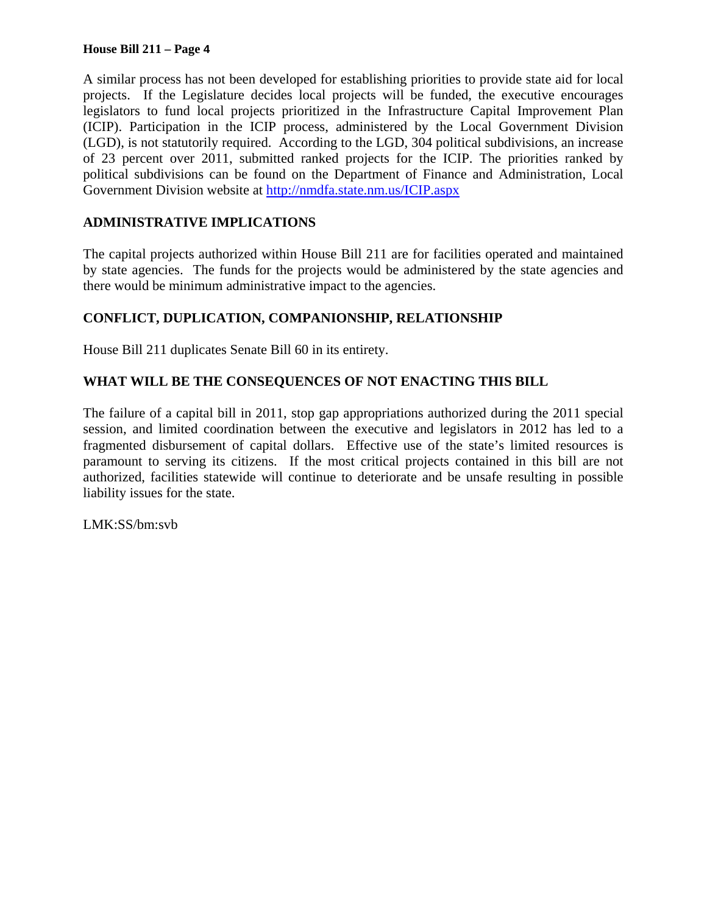A similar process has not been developed for establishing priorities to provide state aid for local projects. If the Legislature decides local projects will be funded, the executive encourages legislators to fund local projects prioritized in the Infrastructure Capital Improvement Plan (ICIP). Participation in the ICIP process, administered by the Local Government Division (LGD), is not statutorily required. According to the LGD, 304 political subdivisions, an increase of 23 percent over 2011, submitted ranked projects for the ICIP. The priorities ranked by political subdivisions can be found on the Department of Finance and Administration, Local Government Division website at http://nmdfa.state.nm.us/ICIP.aspx

**ADMINISTRATIVE IMPLICATIONS**

The capital projects authorized within House Bill 211 are for facilities operated and maintained by state agencies. The funds for the projects would be administered by the state agencies and there would be minimum administrative impact to the agencies.

**CONFLICT, DUPLICATION, COMPANIONSHIP, RELATIONSHIP**

House Bill 211 duplicates Senate Bill 60 in its entirety.

**WHAT WILL BE THE CONSEQUENCES OF NOT ENACTING THIS BILL**

The failure of a capital bill in 2011, stop gap appropriations authorized during the 2011 special session, and limited coordination between the executive and legislators in 2012 has led to a fragmented disbursement of capital dollars. Effective use of the state's limited resources is paramount to serving its citizens. If the most critical projects contained in this bill are not authorized, facilities statewide will continue to deteriorate and be unsafe resulting in possible liability issues for the state.

LMK:SS/bm:svb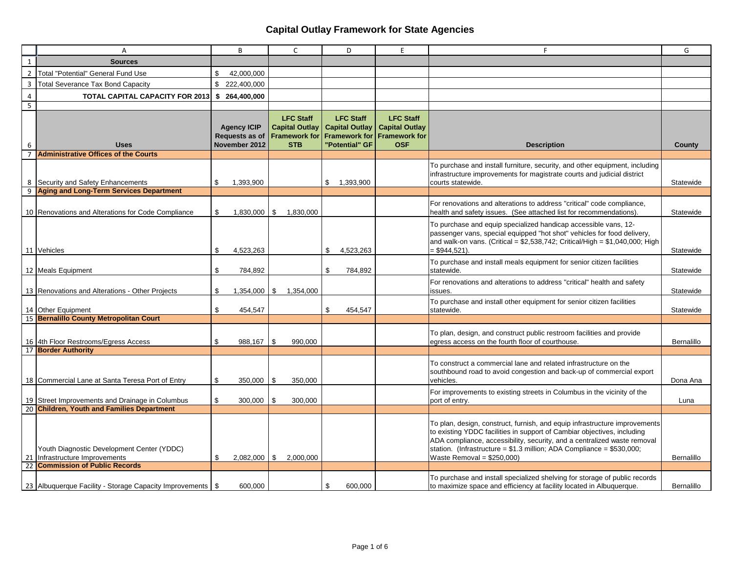# Capital Outlay Framework for State Agencies

| | A | B | C | D | E | F | G |
|---|---|---|---|---|---|---|---|
| 1 | **Sources** | | | | | | |
| 2 | Total "Potential" General Fund Use | $ 42,000,000 | | | | | |
| 3 | Total Severance Tax Bond Capacity | $ 222,400,000 | | | | | |
| 4 | **TOTAL CAPITAL CAPACITY FOR 2013** | **$ 264,400,000** | | | | | |
| 5 | | | | | | | |
| 6 | **Uses** | **Agency ICIP Requests as of November 2012** | **LFC Staff Capital Outlay Framework for STB** | **LFC Staff Capital Outlay Framework for "Potential" GF** | **LFC Staff Capital Outlay Framework for OSF** | **Description** | **County** |
| 7 | **Administrative Offices of the Courts** | | | | | | |
| 8 | Security and Safety Enhancements | $ 1,393,900 | | $ 1,393,900 | | To purchase and install furniture, security, and other equipment, including infrastructure improvements for magistrate courts and judicial district courts statewide. | Statewide |
| 9 | **Aging and Long-Term Services Department** | | | | | | |
| 10 | Renovations and Alterations for Code Compliance | $ 1,830,000 | $ 1,830,000 | | | For renovations and alterations to address "critical" code compliance, health and safety issues. (See attached list for recommendations). | Statewide |
| 11 | Vehicles | $ 4,523,263 | | $ 4,523,263 | | To purchase and equip specialized handicap accessible vans, 12-passenger vans, special equipped "hot shot" vehicles for food delivery, and walk-on vans. (Critical = $2,538,742; Critical/High = $1,040,000; High = $944,521). | Statewide |
| 12 | Meals Equipment | $ 784,892 | | $ 784,892 | | To purchase and install meals equipment for senior citizen facilities statewide. | Statewide |
| 13 | Renovations and Alterations - Other Projects | $ 1,354,000 | $ 1,354,000 | | | For renovations and alterations to address "critical" health and safety issues. | Statewide |
| 14 | Other Equipment | $ 454,547 | | $ 454,547 | | To purchase and install other equipment for senior citizen facilities statewide. | Statewide |
| 15 | **Bernalillo County Metropolitan Court** | | | | | | |
| 16 | 4th Floor Restrooms/Egress Access | $ 988,167 | $ 990,000 | | | To plan, design, and construct public restroom facilities and provide egress access on the fourth floor of courthouse. | Bernalillo |
| 17 | **Border Authority** | | | | | | |
| 18 | Commercial Lane at Santa Teresa Port of Entry | $ 350,000 | $ 350,000 | | | To construct a commercial lane and related infrastructure on the southbound road to avoid congestion and back-up of commercial export vehicles. | Dona Ana |
| 19 | Street Improvements and Drainage in Columbus | $ 300,000 | $ 300,000 | | | For improvements to existing streets in Columbus in the vicinity of the port of entry. | Luna |
| 20 | **Children, Youth and Families Department** | | | | | | |
| 21 | Youth Diagnostic Development Center (YDDC) Infrastructure Improvements | $ 2,082,000 | $ 2,000,000 | | | To plan, design, construct, furnish, and equip infrastructure improvements to existing YDDC facilities in support of Cambiar objectives, including ADA compliance, accessibility, security, and a centralized waste removal station. (Infrastructure = $1.3 million; ADA Compliance = $530,000; Waste Removal = $250,000) | Bernalillo |
| 22 | **Commission of Public Records** | | | | | | |
| 23 | Albuquerque Facility - Storage Capacity Improvements | $ 600,000 | | $ 600,000 | | To purchase and install specialized shelving for storage of public records to maximize space and efficiency at facility located in Albuquerque. | Bernalillo |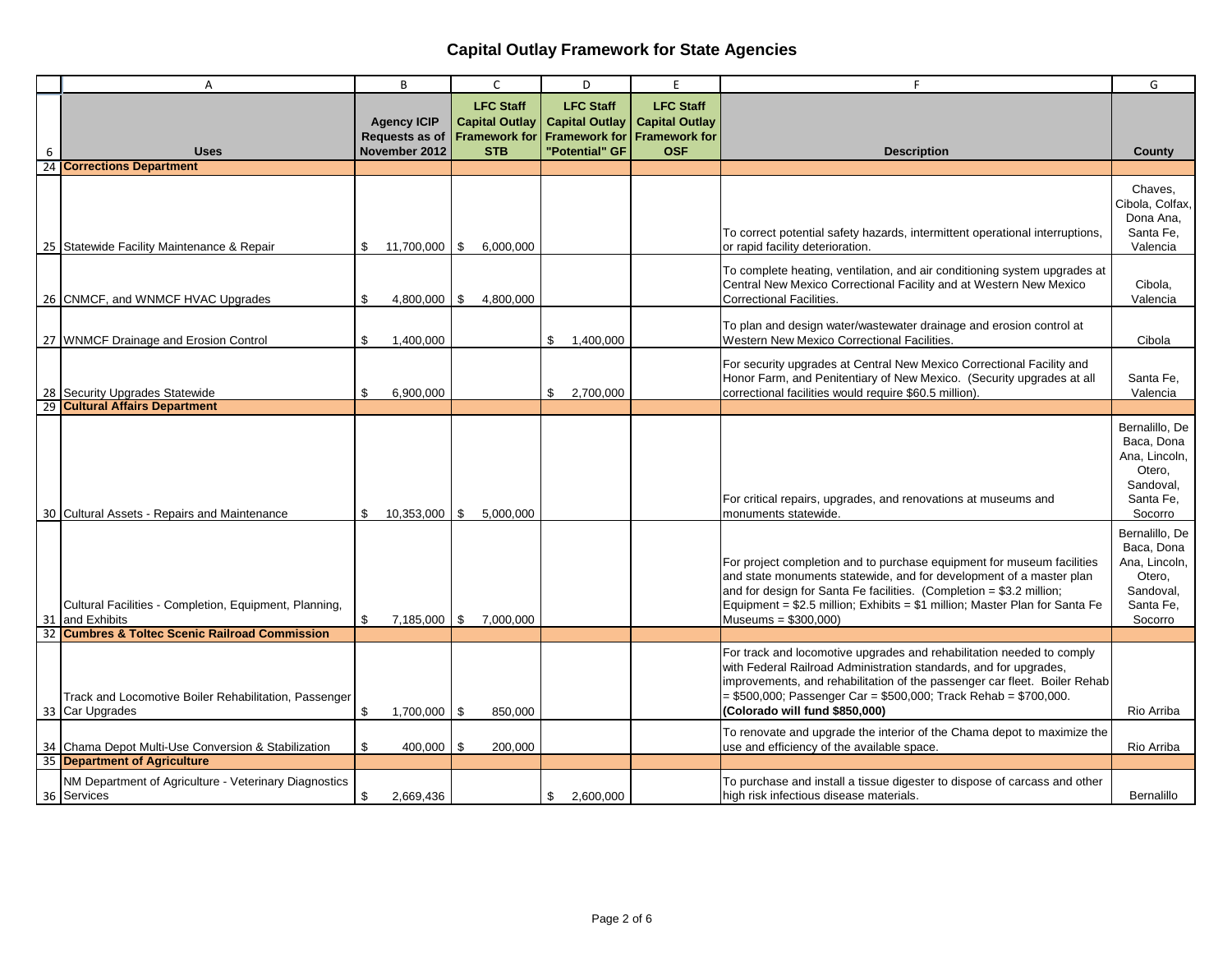# Capital Outlay Framework for State Agencies

| | A | B | C | D | E | F | G |
|---|---|---|---|---|---|---|---|
| 6 | Uses | Agency ICIP Requests as of November 2012 | LFC Staff Capital Outlay Framework for STB | LFC Staff Capital Outlay Framework for "Potential" GF | LFC Staff Capital Outlay Framework for OSF | Description | County |
| 24 | **Corrections Department** | | | | | | |
| 25 | Statewide Facility Maintenance & Repair | $ 11,700,000 | $ 6,000,000 | | | To correct potential safety hazards, intermittent operational interruptions, or rapid facility deterioration. | Chaves, Cibola, Colfax, Dona Ana, Santa Fe, Valencia |
| 26 | CNMCF, and WNMCF HVAC Upgrades | $ 4,800,000 | $ 4,800,000 | | | To complete heating, ventilation, and air conditioning system upgrades at Central New Mexico Correctional Facility and at Western New Mexico Correctional Facilities. | Cibola, Valencia |
| 27 | WNMCF Drainage and Erosion Control | $ 1,400,000 | | $ 1,400,000 | | To plan and design water/wastewater drainage and erosion control at Western New Mexico Correctional Facilities. | Cibola |
| 28 | Security Upgrades Statewide | $ 6,900,000 | | $ 2,700,000 | | For security upgrades at Central New Mexico Correctional Facility and Honor Farm, and Penitentiary of New Mexico. (Security upgrades at all correctional facilities would require $60.5 million). | Santa Fe, Valencia |
| 29 | **Cultural Affairs Department** | | | | | | |
| 30 | Cultural Assets - Repairs and Maintenance | $ 10,353,000 | $ 5,000,000 | | | For critical repairs, upgrades, and renovations at museums and monuments statewide. | Bernalillo, De Baca, Dona Ana, Lincoln, Otero, Sandoval, Santa Fe, Socorro |
| 31 | Cultural Facilities - Completion, Equipment, Planning, and Exhibits | $ 7,185,000 | $ 7,000,000 | | | For project completion and to purchase equipment for museum facilities and state monuments statewide, and for development of a master plan and for design for Santa Fe facilities. (Completion = $3.2 million; Equipment = $2.5 million; Exhibits = $1 million; Master Plan for Santa Fe Museums = $300,000) | Bernalillo, De Baca, Dona Ana, Lincoln, Otero, Sandoval, Santa Fe, Socorro |
| 32 | **Cumbres & Toltec Scenic Railroad Commission** | | | | | | |
| 33 | Track and Locomotive Boiler Rehabilitation, Passenger Car Upgrades | $ 1,700,000 | $ 850,000 | | | For track and locomotive upgrades and rehabilitation needed to comply with Federal Railroad Administration standards, and for upgrades, improvements, and rehabilitation of the passenger car fleet. Boiler Rehab = $500,000; Passenger Car = $500,000; Track Rehab = $700,000. **(Colorado will fund $850,000)** | Rio Arriba |
| 34 | Chama Depot Multi-Use Conversion & Stabilization | $ 400,000 | $ 200,000 | | | To renovate and upgrade the interior of the Chama depot to maximize the use and efficiency of the available space. | Rio Arriba |
| 35 | **Department of Agriculture** | | | | | | |
| 36 | NM Department of Agriculture - Veterinary Diagnostics Services | $ 2,669,436 | | $ 2,600,000 | | To purchase and install a tissue digester to dispose of carcass and other high risk infectious disease materials. | Bernalillo |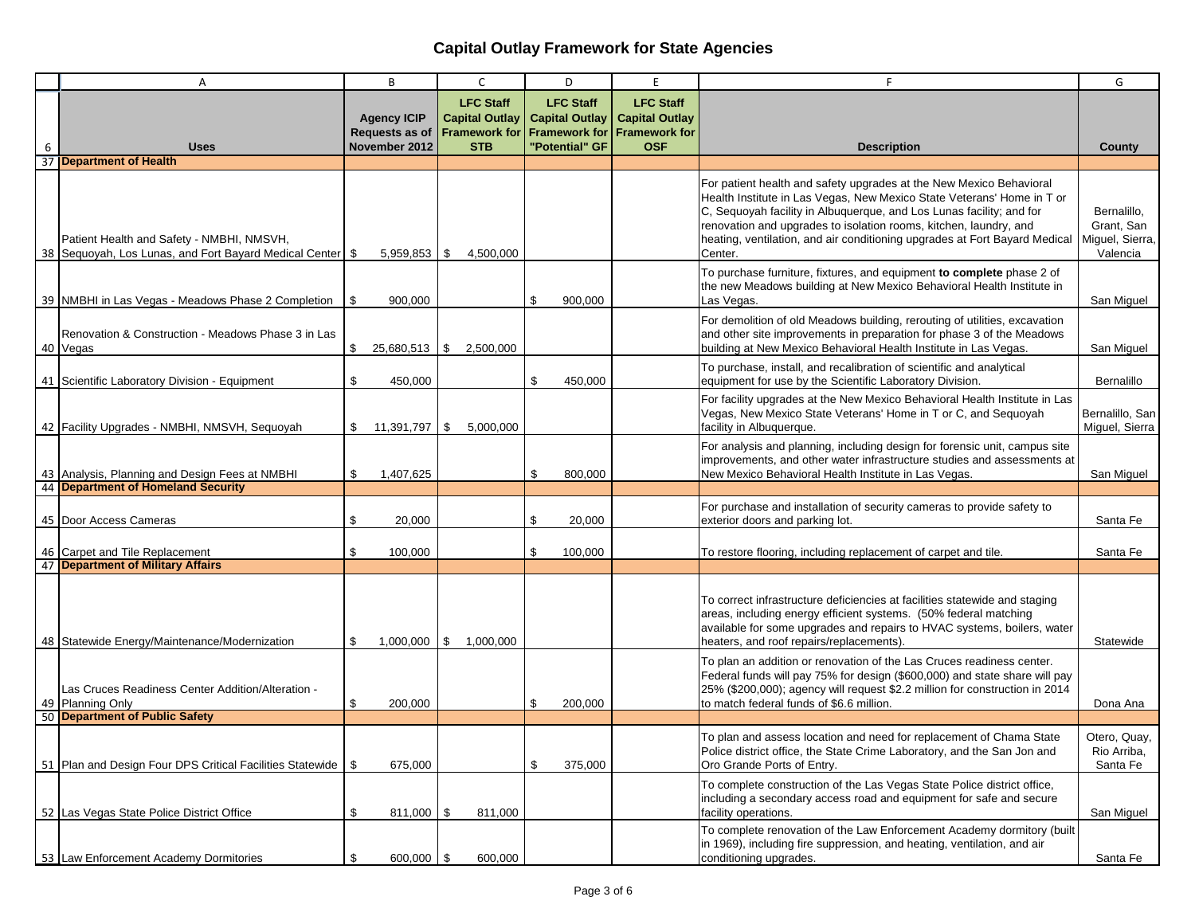# Capital Outlay Framework for State Agencies

| | A | B | C | D | E | F | G |
|---|---|---|---|---|---|---|---|
| 6 | Uses | Agency ICIP Requests as of November 2012 | LFC Staff Capital Outlay Framework for STB | LFC Staff Capital Outlay Framework for "Potential" GF | LFC Staff Capital Outlay Framework for OSF | Description | County |
| 37 | **Department of Health** | | | | | | |
| 38 | Patient Health and Safety - NMBHI, NMSVH, Sequoyah, Los Lunas, and Fort Bayard Medical Center | $ 5,959,853 | $ 4,500,000 | | | For patient health and safety upgrades at the New Mexico Behavioral Health Institute in Las Vegas, New Mexico State Veterans' Home in T or C, Sequoyah facility in Albuquerque, and Los Lunas facility; and for renovation and upgrades to isolation rooms, kitchen, laundry, and heating, ventilation, and air conditioning upgrades at Fort Bayard Medical Center. | Bernalillo, Grant, San Miguel, Sierra, Valencia |
| 39 | NMBHI in Las Vegas - Meadows Phase 2 Completion | $ 900,000 | | $ 900,000 | | To purchase furniture, fixtures, and equipment **to complete** phase 2 of the new Meadows building at New Mexico Behavioral Health Institute in Las Vegas. | San Miguel |
| 40 | Renovation & Construction - Meadows Phase 3 in Las Vegas | $ 25,680,513 | $ 2,500,000 | | | For demolition of old Meadows building, rerouting of utilities, excavation and other site improvements in preparation for phase 3 of the Meadows building at New Mexico Behavioral Health Institute in Las Vegas. | San Miguel |
| 41 | Scientific Laboratory Division - Equipment | $ 450,000 | | $ 450,000 | | To purchase, install, and recalibration of scientific and analytical equipment for use by the Scientific Laboratory Division. | Bernalillo |
| 42 | Facility Upgrades - NMBHI, NMSVH, Sequoyah | $ 11,391,797 | $ 5,000,000 | | | For facility upgrades at the New Mexico Behavioral Health Institute in Las Vegas, New Mexico State Veterans' Home in T or C, and Sequoyah facility in Albuquerque. | Bernalillo, San Miguel, Sierra |
| 43 | Analysis, Planning and Design Fees at NMBHI | $ 1,407,625 | | $ 800,000 | | For analysis and planning, including design for forensic unit, campus site improvements, and other water infrastructure studies and assessments at New Mexico Behavioral Health Institute in Las Vegas. | San Miguel |
| 44 | **Department of Homeland Security** | | | | | | |
| 45 | Door Access Cameras | $ 20,000 | | $ 20,000 | | For purchase and installation of security cameras to provide safety to exterior doors and parking lot. | Santa Fe |
| 46 | Carpet and Tile Replacement | $ 100,000 | | $ 100,000 | | To restore flooring, including replacement of carpet and tile. | Santa Fe |
| 47 | **Department of Military Affairs** | | | | | | |
| 48 | Statewide Energy/Maintenance/Modernization | $ 1,000,000 | $ 1,000,000 | | | To correct infrastructure deficiencies at facilities statewide and staging areas, including energy efficient systems. (50% federal matching available for some upgrades and repairs to HVAC systems, boilers, water heaters, and roof repairs/replacements). | Statewide |
| 49 | Las Cruces Readiness Center Addition/Alteration - Planning Only | $ 200,000 | | $ 200,000 | | To plan an addition or renovation of the Las Cruces readiness center. Federal funds will pay 75% for design ($600,000) and state share will pay 25% ($200,000); agency will request $2.2 million for construction in 2014 to match federal funds of $6.6 million. | Dona Ana |
| 50 | **Department of Public Safety** | | | | | | |
| 51 | Plan and Design Four DPS Critical Facilities Statewide | $ 675,000 | | $ 375,000 | | To plan and assess location and need for replacement of Chama State Police district office, the State Crime Laboratory, and the San Jon and Oro Grande Ports of Entry. | Otero, Quay, Rio Arriba, Santa Fe |
| 52 | Las Vegas State Police District Office | $ 811,000 | $ 811,000 | | | To complete construction of the Las Vegas State Police district office, including a secondary access road and equipment for safe and secure facility operations. | San Miguel |
| 53 | Law Enforcement Academy Dormitories | $ 600,000 | $ 600,000 | | | To complete renovation of the Law Enforcement Academy dormitory (built in 1969), including fire suppression, and heating, ventilation, and air conditioning upgrades. | Santa Fe |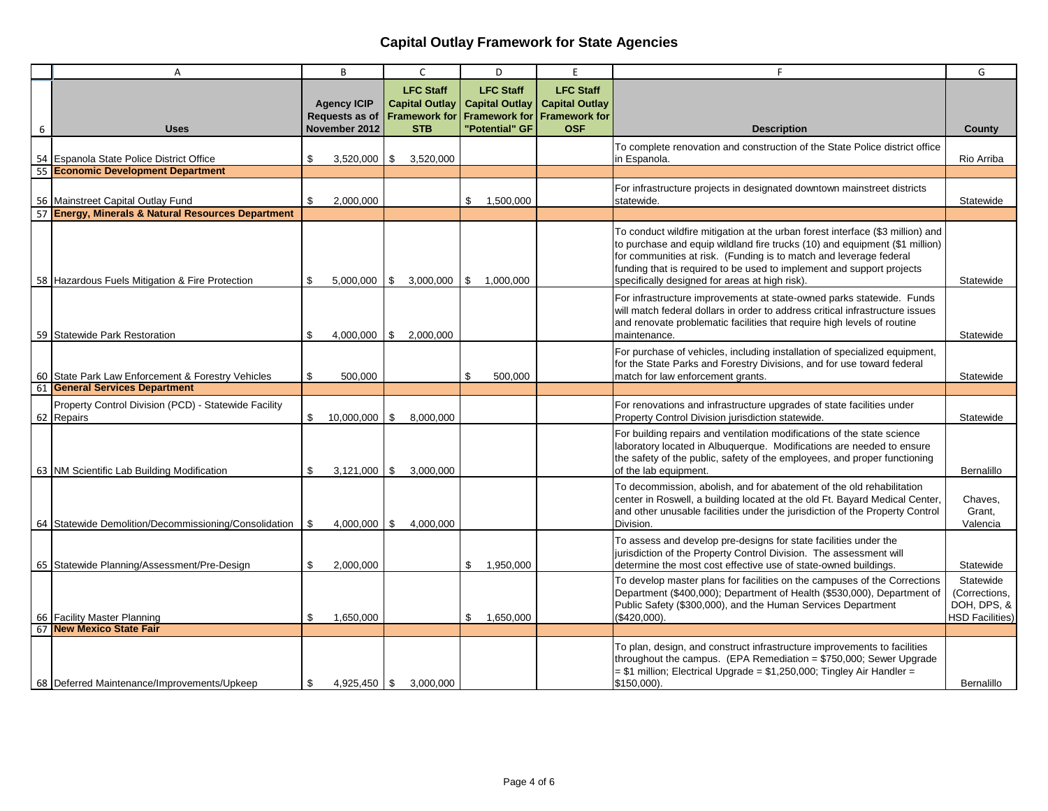# Capital Outlay Framework for State Agencies

| | A | B | C | D | E | F | G |
|---|---|---|---|---|---|---|---|
| 6 | **Uses** | **Agency ICIP Requests as of November 2012** | **LFC Staff Capital Outlay Framework for STB** | **LFC Staff Capital Outlay Framework for "Potential" GF** | **LFC Staff Capital Outlay Framework for OSF** | **Description** | **County** |
| 54 | Espanola State Police District Office | $ 3,520,000 | $ 3,520,000 | | | To complete renovation and construction of the State Police district office in Espanola. | Rio Arriba |
| 55 | **Economic Development Department** | | | | | | |
| 56 | Mainstreet Capital Outlay Fund | $ 2,000,000 | | $ 1,500,000 | | For infrastructure projects in designated downtown mainstreet districts statewide. | Statewide |
| 57 | **Energy, Minerals & Natural Resources Department** | | | | | | |
| 58 | Hazardous Fuels Mitigation & Fire Protection | $ 5,000,000 | $ 3,000,000 | $ 1,000,000 | | To conduct wildfire mitigation at the urban forest interface ($3 million) and to purchase and equip wildland fire trucks (10) and equipment ($1 million) for communities at risk. (Funding is to match and leverage federal funding that is required to be used to implement and support projects specifically designed for areas at high risk). | Statewide |
| 59 | Statewide Park Restoration | $ 4,000,000 | $ 2,000,000 | | | For infrastructure improvements at state-owned parks statewide. Funds will match federal dollars in order to address critical infrastructure issues and renovate problematic facilities that require high levels of routine maintenance. | Statewide |
| 60 | State Park Law Enforcement & Forestry Vehicles | $ 500,000 | | $ 500,000 | | For purchase of vehicles, including installation of specialized equipment, for the State Parks and Forestry Divisions, and for use toward federal match for law enforcement grants. | Statewide |
| 61 | **General Services Department** | | | | | | |
| 62 | Property Control Division (PCD) - Statewide Facility Repairs | $ 10,000,000 | $ 8,000,000 | | | For renovations and infrastructure upgrades of state facilities under Property Control Division jurisdiction statewide. | Statewide |
| 63 | NM Scientific Lab Building Modification | $ 3,121,000 | $ 3,000,000 | | | For building repairs and ventilation modifications of the state science laboratory located in Albuquerque. Modifications are needed to ensure the safety of the public, safety of the employees, and proper functioning of the lab equipment. | Bernalillo |
| 64 | Statewide Demolition/Decommissioning/Consolidation | $ 4,000,000 | $ 4,000,000 | | | To decommission, abolish, and for abatement of the old rehabilitation center in Roswell, a building located at the old Ft. Bayard Medical Center, and other unusable facilities under the jurisdiction of the Property Control Division. | Chaves, Grant, Valencia |
| 65 | Statewide Planning/Assessment/Pre-Design | $ 2,000,000 | | $ 1,950,000 | | To assess and develop pre-designs for state facilities under the jurisdiction of the Property Control Division. The assessment will determine the most cost effective use of state-owned buildings. | Statewide |
| 66 | Facility Master Planning | $ 1,650,000 | | $ 1,650,000 | | To develop master plans for facilities on the campuses of the Corrections Department ($400,000); Department of Health ($530,000), Department of Public Safety ($300,000), and the Human Services Department ($420,000). | Statewide (Corrections, DOH, DPS, & HSD Facilities) |
| 67 | **New Mexico State Fair** | | | | | | |
| 68 | Deferred Maintenance/Improvements/Upkeep | $ 4,925,450 | $ 3,000,000 | | | To plan, design, and construct infrastructure improvements to facilities throughout the campus. (EPA Remediation = $750,000; Sewer Upgrade = $1 million; Electrical Upgrade = $1,250,000; Tingley Air Handler = $150,000). | Bernalillo |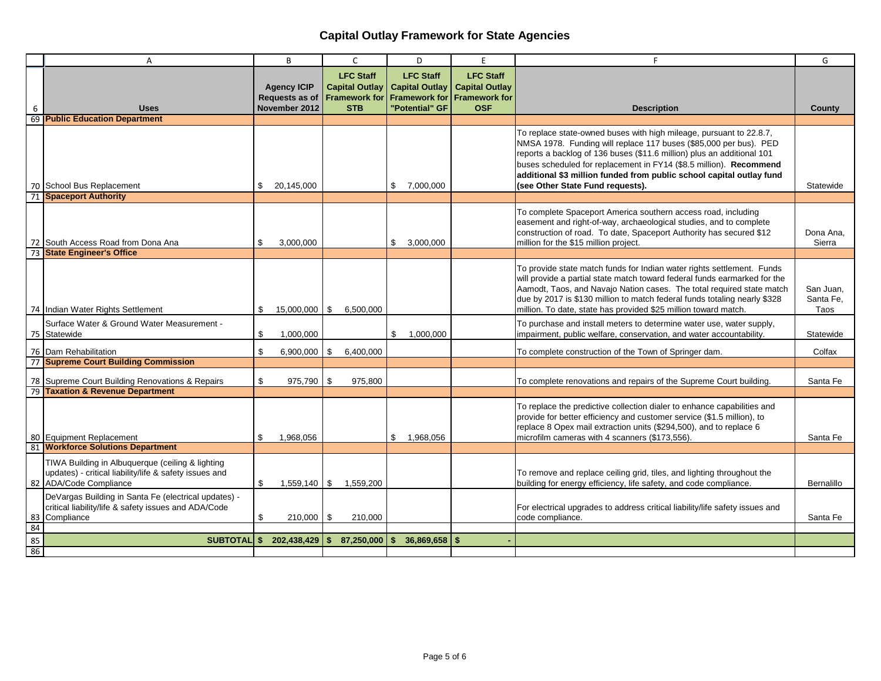# Capital Outlay Framework for State Agencies

| | A | B | C | D | E | F | G |
|---|---|---|---|---|---|---|---|
| 6 | **Uses** | **Agency ICIP Requests as of November 2012** | **LFC Staff Capital Outlay Framework for STB** | **LFC Staff Capital Outlay Framework for "Potential" GF** | **LFC Staff Capital Outlay Framework for OSF** | **Description** | **County** |
| 69 | **Public Education Department** | | | | | | |
| 70 | School Bus Replacement | $ 20,145,000 | | $ 7,000,000 | | To replace state-owned buses with high mileage, pursuant to 22.8.7, NMSA 1978. Funding will replace 117 buses ($85,000 per bus). PED reports a backlog of 136 buses ($11.6 million) plus an additional 101 buses scheduled for replacement in FY14 ($8.5 million). **Recommend additional $3 million funded from public school capital outlay fund (see Other State Fund requests).** | Statewide |
| 71 | **Spaceport Authority** | | | | | | |
| 72 | South Access Road from Dona Ana | $ 3,000,000 | | $ 3,000,000 | | To complete Spaceport America southern access road, including easement and right-of-way, archaeological studies, and to complete construction of road. To date, Spaceport Authority has secured $12 million for the $15 million project. | Dona Ana, Sierra |
| 73 | **State Engineer's Office** | | | | | | |
| 74 | Indian Water Rights Settlement | $ 15,000,000 | $ 6,500,000 | | | To provide state match funds for Indian water rights settlement. Funds will provide a partial state match toward federal funds earmarked for the Aamodt, Taos, and Navajo Nation cases. The total required state match due by 2017 is $130 million to match federal funds totaling nearly $328 million. To date, state has provided $25 million toward match. | San Juan, Santa Fe, Taos |
| 75 | Surface Water & Ground Water Measurement - Statewide | $ 1,000,000 | | $ 1,000,000 | | To purchase and install meters to determine water use, water supply, impairment, public welfare, conservation, and water accountability. | Statewide |
| 76 | Dam Rehabilitation | $ 6,900,000 | $ 6,400,000 | | | To complete construction of the Town of Springer dam. | Colfax |
| 77 | **Supreme Court Building Commission** | | | | | | |
| 78 | Supreme Court Building Renovations & Repairs | $ 975,790 | $ 975,800 | | | To complete renovations and repairs of the Supreme Court building. | Santa Fe |
| 79 | **Taxation & Revenue Department** | | | | | | |
| 80 | Equipment Replacement | $ 1,968,056 | | $ 1,968,056 | | To replace the predictive collection dialer to enhance capabilities and provide for better efficiency and customer service ($1.5 million), to replace 8 Opex mail extraction units ($294,500), and to replace 6 microfilm cameras with 4 scanners ($173,556). | Santa Fe |
| 81 | **Workforce Solutions Department** | | | | | | |
| 82 | TIWA Building in Albuquerque (ceiling & lighting updates) - critical liability/life & safety issues and ADA/Code Compliance | $ 1,559,140 | $ 1,559,200 | | | To remove and replace ceiling grid, tiles, and lighting throughout the building for energy efficiency, life safety, and code compliance. | Bernalillo |
| 83 | DeVargas Building in Santa Fe (electrical updates) - critical liability/life & safety issues and ADA/Code Compliance | $ 210,000 | $ 210,000 | | | For electrical upgrades to address critical liability/life safety issues and code compliance. | Santa Fe |
| 84 | | | | | | | |
| 85 | **SUBTOTAL** | **$ 202,438,429** | **$ 87,250,000** | **$ 36,869,658** | **$ -** | | |
| 86 | | | | | | | |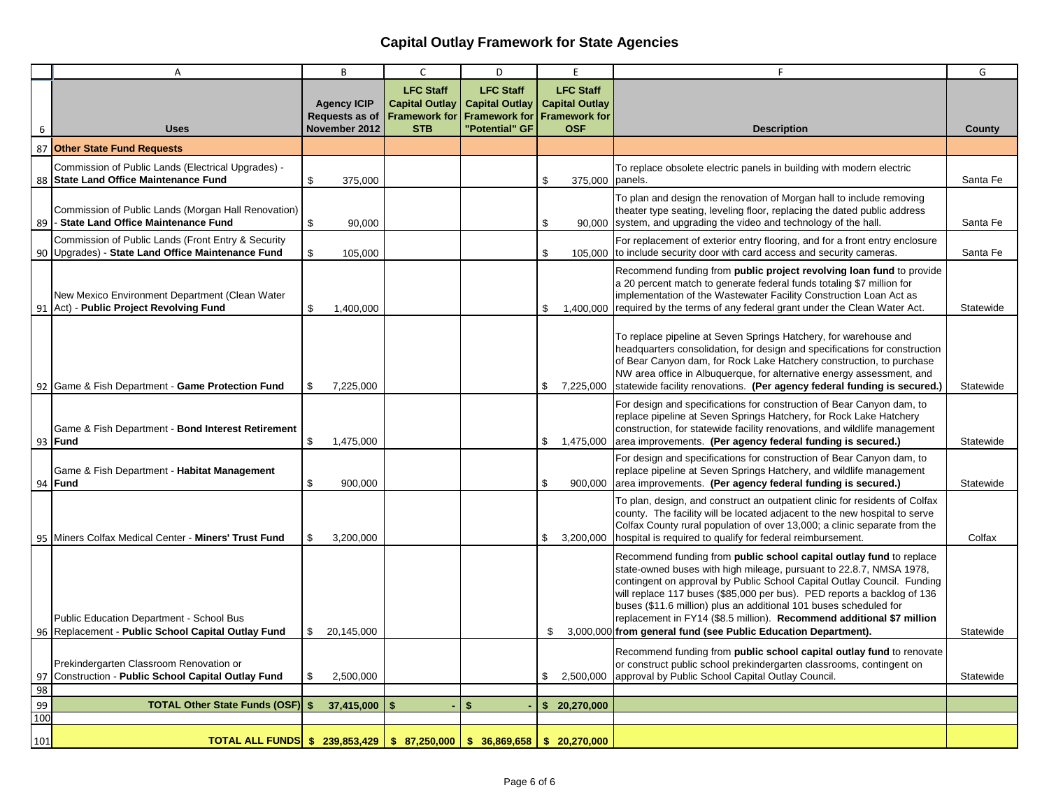# Capital Outlay Framework for State Agencies

| | A | B | C | D | E | F | G |
|---|---|---|---|---|---|---|---|
| 6 | **Uses** | **Agency ICIP Requests as of November 2012** | **LFC Staff Capital Outlay Framework for STB** | **LFC Staff Capital Outlay Framework for "Potential" GF** | **LFC Staff Capital Outlay Framework for OSF** | **Description** | **County** |
| 87 | **Other State Fund Requests** | | | | | | |
| 88 | Commission of Public Lands (Electrical Upgrades) - **State Land Office Maintenance Fund** | $ 375,000 | | | $ 375,000 | To replace obsolete electric panels in building with modern electric panels. | Santa Fe |
| 89 | Commission of Public Lands (Morgan Hall Renovation) - **State Land Office Maintenance Fund** | $ 90,000 | | | $ 90,000 | To plan and design the renovation of Morgan hall to include removing theater type seating, leveling floor, replacing the dated public address system, and upgrading the video and technology of the hall. | Santa Fe |
| 90 | Commission of Public Lands (Front Entry & Security Upgrades) - **State Land Office Maintenance Fund** | $ 105,000 | | | $ 105,000 | For replacement of exterior entry flooring, and for a front entry enclosure to include security door with card access and security cameras. | Santa Fe |
| 91 | New Mexico Environment Department (Clean Water Act) - **Public Project Revolving Fund** | $ 1,400,000 | | | $ 1,400,000 | Recommend funding from **public project revolving loan fund** to provide a 20 percent match to generate federal funds totaling $7 million for implementation of the Wastewater Facility Construction Loan Act as required by the terms of any federal grant under the Clean Water Act. | Statewide |
| 92 | Game & Fish Department - **Game Protection Fund** | $ 7,225,000 | | | $ 7,225,000 | To replace pipeline at Seven Springs Hatchery, for warehouse and headquarters consolidation, for design and specifications for construction of Bear Canyon dam, for Rock Lake Hatchery construction, to purchase NW area office in Albuquerque, for alternative energy assessment, and statewide facility renovations. **(Per agency federal funding is secured.)** | Statewide |
| 93 | Game & Fish Department - **Bond Interest Retirement Fund** | $ 1,475,000 | | | $ 1,475,000 | For design and specifications for construction of Bear Canyon dam, to replace pipeline at Seven Springs Hatchery, for Rock Lake Hatchery construction, for statewide facility renovations, and wildlife management area improvements. **(Per agency federal funding is secured.)** | Statewide |
| 94 | Game & Fish Department - **Habitat Management Fund** | $ 900,000 | | | $ 900,000 | For design and specifications for construction of Bear Canyon dam, to replace pipeline at Seven Springs Hatchery, and wildlife management area improvements. **(Per agency federal funding is secured.)** | Statewide |
| 95 | Miners Colfax Medical Center - **Miners' Trust Fund** | $ 3,200,000 | | | $ 3,200,000 | To plan, design, and construct an outpatient clinic for residents of Colfax county. The facility will be located adjacent to the new hospital to serve Colfax County rural population of over 13,000; a clinic separate from the hospital is required to qualify for federal reimbursement. | Colfax |
| 96 | Public Education Department - School Bus Replacement - **Public School Capital Outlay Fund** | $ 20,145,000 | | | $ 3,000,000 | Recommend funding from **public school capital outlay fund** to replace state-owned buses with high mileage, pursuant to 22.8.7, NMSA 1978, contingent on approval by Public School Capital Outlay Council. Funding will replace 117 buses ($85,000 per bus). PED reports a backlog of 136 buses ($11.6 million) plus an additional 101 buses scheduled for replacement in FY14 ($8.5 million). **Recommend additional $7 million from general fund (see Public Education Department).** | Statewide |
| 97 | Prekindergarten Classroom Renovation or Construction - **Public School Capital Outlay Fund** | $ 2,500,000 | | | $ 2,500,000 | Recommend funding from **public school capital outlay fund** to renovate or construct public school prekindergarten classrooms, contingent on approval by Public School Capital Outlay Council. | Statewide |
| 98 | | | | | | | |
| 99 | **TOTAL Other State Funds (OSF)** | **$ 37,415,000** | **$ -** | **$ -** | **$ 20,270,000** | | |
| 100 | | | | | | | |
| 101 | **TOTAL ALL FUNDS** | **$ 239,853,429** | **$ 87,250,000** | **$ 36,869,658** | **$ 20,270,000** | | |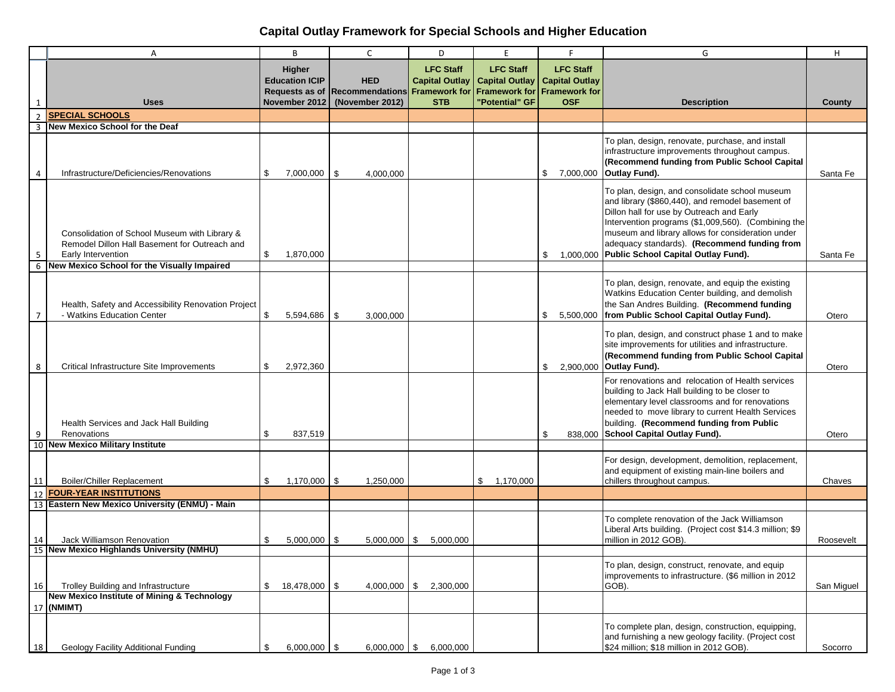# Capital Outlay Framework for Special Schools and Higher Education

| | A | B | C | D | E | F | G | H |
|---|---|---|---|---|---|---|---|---|
| 1 | Uses | Higher Education ICIP Requests as of November 2012 | HED Recommendations (November 2012) | LFC Staff Capital Outlay Framework for STB | LFC Staff Capital Outlay Framework for "Potential" GF | LFC Staff Capital Outlay Framework for OSF | Description | County |
| 2 | **SPECIAL SCHOOLS** | | | | | | | |
| 3 | **New Mexico School for the Deaf** | | | | | | | |
| 4 | Infrastructure/Deficiencies/Renovations | $ 7,000,000 | $ 4,000,000 | | | $ 7,000,000 | To plan, design, renovate, purchase, and install infrastructure improvements throughout campus. **(Recommend funding from Public School Capital Outlay Fund).** | Santa Fe |
| 5 | Consolidation of School Museum with Library & Remodel Dillon Hall Basement for Outreach and Early Intervention | $ 1,870,000 | | | | $ 1,000,000 | To plan, design, and consolidate school museum and library ($860,440), and remodel basement of Dillon hall for use by Outreach and Early Intervention programs ($1,009,560). (Combining the museum and library allows for consideration under adequacy standards). **(Recommend funding from Public School Capital Outlay Fund).** | Santa Fe |
| 6 | **New Mexico School for the Visually Impaired** | | | | | | | |
| 7 | Health, Safety and Accessibility Renovation Project - Watkins Education Center | $ 5,594,686 | $ 3,000,000 | | | $ 5,500,000 | To plan, design, renovate, and equip the existing Watkins Education Center building, and demolish the San Andres Building. **(Recommend funding from Public School Capital Outlay Fund).** | Otero |
| 8 | Critical Infrastructure Site Improvements | $ 2,972,360 | | | | $ 2,900,000 | To plan, design, and construct phase 1 and to make site improvements for utilities and infrastructure. **(Recommend funding from Public School Capital Outlay Fund).** | Otero |
| 9 | Health Services and Jack Hall Building Renovations | $ 837,519 | | | | $ 838,000 | For renovations and relocation of Health services building to Jack Hall building to be closer to elementary level classrooms and for renovations needed to move library to current Health Services building. **(Recommend funding from Public School Capital Outlay Fund).** | Otero |
| 10 | **New Mexico Military Institute** | | | | | | | |
| 11 | Boiler/Chiller Replacement | $ 1,170,000 | $ 1,250,000 | | $ 1,170,000 | | For design, development, demolition, replacement, and equipment of existing main-line boilers and chillers throughout campus. | Chaves |
| 12 | **FOUR-YEAR INSTITUTIONS** | | | | | | | |
| 13 | **Eastern New Mexico University (ENMU) - Main** | | | | | | | |
| 14 | Jack Williamson Renovation | $ 5,000,000 | $ 5,000,000 | $ 5,000,000 | | | To complete renovation of the Jack Williamson Liberal Arts building. (Project cost $14.3 million; $9 million in 2012 GOB). | Roosevelt |
| 15 | **New Mexico Highlands University (NMHU)** | | | | | | | |
| 16 | Trolley Building and Infrastructure | $ 18,478,000 | $ 4,000,000 | $ 2,300,000 | | | To plan, design, construct, renovate, and equip improvements to infrastructure. ($6 million in 2012 GOB). | San Miguel |
| 17 | **New Mexico Institute of Mining & Technology (NMIMT)** | | | | | | | |
| 18 | Geology Facility Additional Funding | $ 6,000,000 | $ 6,000,000 | $ 6,000,000 | | | To complete plan, design, construction, equipping, and furnishing a new geology facility. (Project cost $24 million; $18 million in 2012 GOB). | Socorro |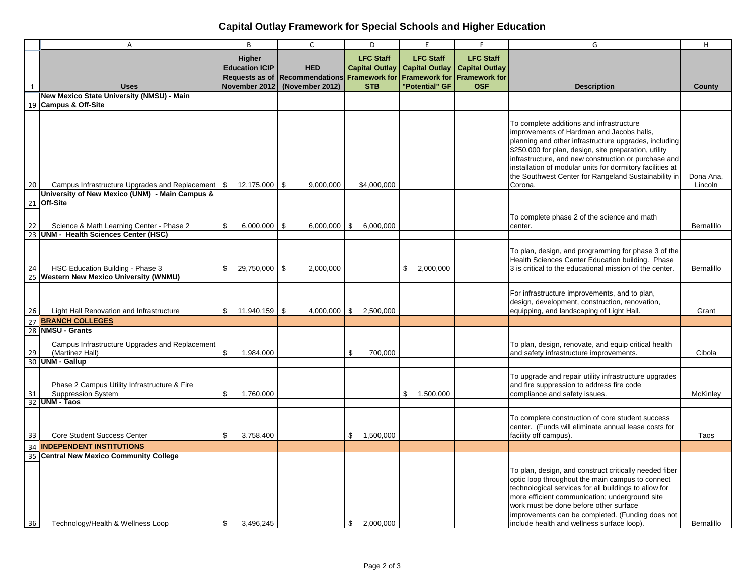# Capital Outlay Framework for Special Schools and Higher Education

| | A | B | C | D | E | F | G | H |
|---|---|---|---|---|---|---|---|---|
| 1 | Uses | Higher Education ICIP Requests as of November 2012 | HED Recommendations (November 2012) | LFC Staff Capital Outlay Framework for STB | LFC Staff Capital Outlay Framework for "Potential" GF | LFC Staff Capital Outlay Framework for OSF | Description | County |
| 19 | **New Mexico State University (NMSU) - Main Campus & Off-Site** | | | | | | | |
| 20 | Campus Infrastructure Upgrades and Replacement | $ 12,175,000 | $ 9,000,000 | $4,000,000 | | | To complete additions and infrastructure improvements of Hardman and Jacobs halls, planning and other infrastructure upgrades, including $250,000 for plan, design, site preparation, utility infrastructure, and new construction or purchase and installation of modular units for dormitory facilities at the Southwest Center for Rangeland Sustainability in Corona. | Dona Ana, Lincoln |
| 21 | **University of New Mexico (UNM) - Main Campus & Off-Site** | | | | | | | |
| 22 | Science & Math Learning Center - Phase 2 | $ 6,000,000 | $ 6,000,000 | $ 6,000,000 | | | To complete phase 2 of the science and math center. | Bernalillo |
| 23 | **UNM - Health Sciences Center (HSC)** | | | | | | | |
| 24 | HSC Education Building - Phase 3 | $ 29,750,000 | $ 2,000,000 | | $ 2,000,000 | | To plan, design, and programming for phase 3 of the Health Sciences Center Education building. Phase 3 is critical to the educational mission of the center. | Bernalillo |
| 25 | **Western New Mexico University (WNMU)** | | | | | | | |
| 26 | Light Hall Renovation and Infrastructure | $ 11,940,159 | $ 4,000,000 | $ 2,500,000 | | | For infrastructure improvements, and to plan, design, development, construction, renovation, equipping, and landscaping of Light Hall. | Grant |
| 27 | **BRANCH COLLEGES** | | | | | | | |
| 28 | **NMSU - Grants** | | | | | | | |
| 29 | Campus Infrastructure Upgrades and Replacement (Martinez Hall) | $ 1,984,000 | | $ 700,000 | | | To plan, design, renovate, and equip critical health and safety infrastructure improvements. | Cibola |
| 30 | **UNM - Gallup** | | | | | | | |
| 31 | Phase 2 Campus Utility Infrastructure & Fire Suppression System | $ 1,760,000 | | | $ 1,500,000 | | To upgrade and repair utility infrastructure upgrades and fire suppression to address fire code compliance and safety issues. | McKinley |
| 32 | **UNM - Taos** | | | | | | | |
| 33 | Core Student Success Center | $ 3,758,400 | | $ 1,500,000 | | | To complete construction of core student success center. (Funds will eliminate annual lease costs for facility off campus). | Taos |
| 34 | **INDEPENDENT INSTITUTIONS** | | | | | | | |
| 35 | **Central New Mexico Community College** | | | | | | | |
| 36 | Technology/Health & Wellness Loop | $ 3,496,245 | | $ 2,000,000 | | | To plan, design, and construct critically needed fiber optic loop throughout the main campus to connect technological services for all buildings to allow for more efficient communication; underground site work must be done before other surface improvements can be completed. (Funding does not include health and wellness surface loop). | Bernalillo |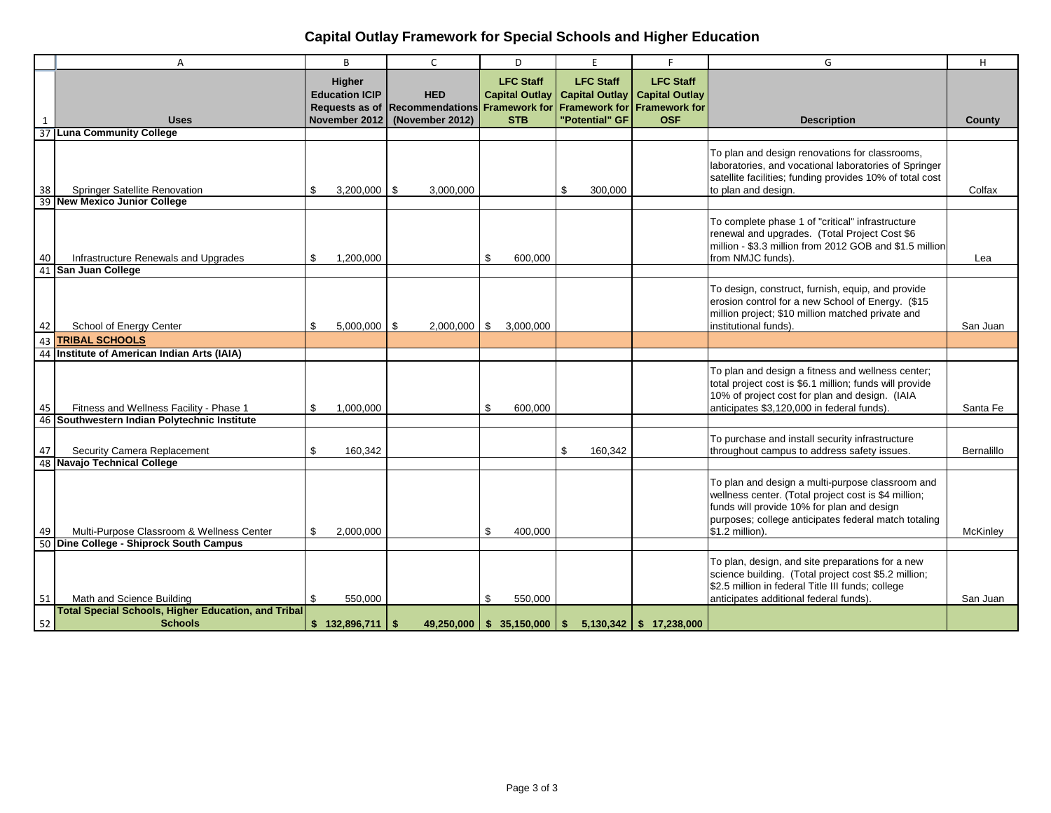# Capital Outlay Framework for Special Schools and Higher Education

| | A | B | C | D | E | F | G | H |
|---|---|---|---|---|---|---|---|---|
| 1 | **Uses** | **Higher Education ICIP Requests as of November 2012** | **HED Recommendations (November 2012)** | **LFC Staff Capital Outlay Framework for STB** | **LFC Staff Capital Outlay Framework for "Potential" GF** | **LFC Staff Capital Outlay Framework for OSF** | **Description** | **County** |
| 37 | **Luna Community College** | | | | | | | |
| 38 | Springer Satellite Renovation | $ 3,200,000 | $ 3,000,000 | | $ 300,000 | | To plan and design renovations for classrooms, laboratories, and vocational laboratories of Springer satellite facilities; funding provides 10% of total cost to plan and design. | Colfax |
| 39 | **New Mexico Junior College** | | | | | | | |
| 40 | Infrastructure Renewals and Upgrades | $ 1,200,000 | | $ 600,000 | | | To complete phase 1 of "critical" infrastructure renewal and upgrades. (Total Project Cost $6 million - $3.3 million from 2012 GOB and $1.5 million from NMJC funds). | Lea |
| 41 | **San Juan College** | | | | | | | |
| 42 | School of Energy Center | $ 5,000,000 | $ 2,000,000 | $ 3,000,000 | | | To design, construct, furnish, equip, and provide erosion control for a new School of Energy. ($15 million project; $10 million matched private and institutional funds). | San Juan |
| 43 | **TRIBAL SCHOOLS** | | | | | | | |
| 44 | **Institute of American Indian Arts (IAIA)** | | | | | | | |
| 45 | Fitness and Wellness Facility - Phase 1 | $ 1,000,000 | | $ 600,000 | | | To plan and design a fitness and wellness center; total project cost is $6.1 million; funds will provide 10% of project cost for plan and design. (IAIA anticipates $3,120,000 in federal funds). | Santa Fe |
| 46 | **Southwestern Indian Polytechnic Institute** | | | | | | | |
| 47 | Security Camera Replacement | $ 160,342 | | | $ 160,342 | | To purchase and install security infrastructure throughout campus to address safety issues. | Bernalillo |
| 48 | **Navajo Technical College** | | | | | | | |
| 49 | Multi-Purpose Classroom & Wellness Center | $ 2,000,000 | | $ 400,000 | | | To plan and design a multi-purpose classroom and wellness center. (Total project cost is $4 million; funds will provide 10% for plan and design purposes; college anticipates federal match totaling $1.2 million). | McKinley |
| 50 | **Dine College - Shiprock South Campus** | | | | | | | |
| 51 | Math and Science Building | $ 550,000 | | $ 550,000 | | | To plan, design, and site preparations for a new science building. (Total project cost $5.2 million; $2.5 million in federal Title III funds; college anticipates additional federal funds). | San Juan |
| 52 | **Total Special Schools, Higher Education, and Tribal Schools** | **$ 132,896,711** | **$ 49,250,000** | **$ 35,150,000** | **$ 5,130,342** | **$ 17,238,000** | | |